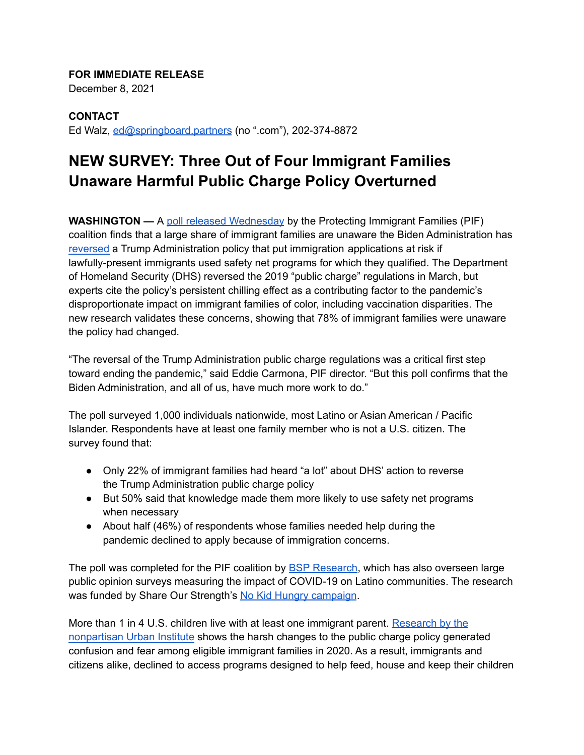**FOR IMMEDIATE RELEASE**
December 8, 2021

**CONTACT**
Ed Walz, ed@springboard.partners (no ".com"), 202-374-8872

# NEW SURVEY: Three Out of Four Immigrant Families Unaware Harmful Public Charge Policy Overturned

**WASHINGTON —** A poll released Wednesday by the Protecting Immigrant Families (PIF) coalition finds that a large share of immigrant families are unaware the Biden Administration has reversed a Trump Administration policy that put immigration applications at risk if lawfully-present immigrants used safety net programs for which they qualified. The Department of Homeland Security (DHS) reversed the 2019 "public charge" regulations in March, but experts cite the policy's persistent chilling effect as a contributing factor to the pandemic's disproportionate impact on immigrant families of color, including vaccination disparities. The new research validates these concerns, showing that 78% of immigrant families were unaware the policy had changed.

"The reversal of the Trump Administration public charge regulations was a critical first step toward ending the pandemic," said Eddie Carmona, PIF director. "But this poll confirms that the Biden Administration, and all of us, have much more work to do."

The poll surveyed 1,000 individuals nationwide, most Latino or Asian American / Pacific Islander. Respondents have at least one family member who is not a U.S. citizen. The survey found that:

- Only 22% of immigrant families had heard "a lot" about DHS' action to reverse the Trump Administration public charge policy
- But 50% said that knowledge made them more likely to use safety net programs when necessary
- About half (46%) of respondents whose families needed help during the pandemic declined to apply because of immigration concerns.

The poll was completed for the PIF coalition by BSP Research, which has also overseen large public opinion surveys measuring the impact of COVID-19 on Latino communities. The research was funded by Share Our Strength's No Kid Hungry campaign.

More than 1 in 4 U.S. children live with at least one immigrant parent. Research by the nonpartisan Urban Institute shows the harsh changes to the public charge policy generated confusion and fear among eligible immigrant families in 2020. As a result, immigrants and citizens alike, declined to access programs designed to help feed, house and keep their children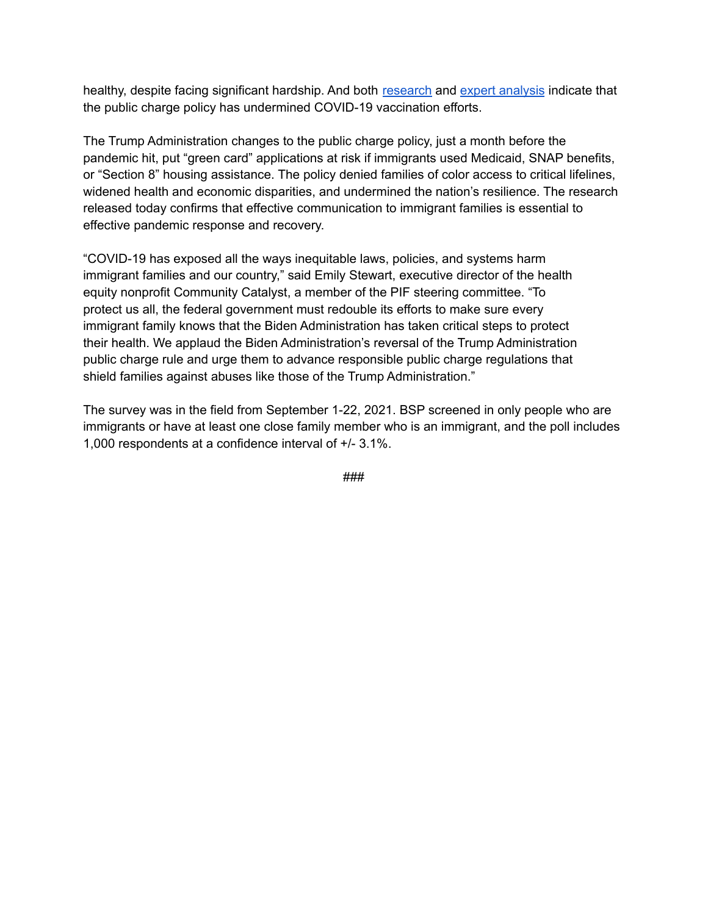healthy, despite facing significant hardship. And both [research](research) and [expert analysis](expert analysis) indicate that the public charge policy has undermined COVID-19 vaccination efforts.

The Trump Administration changes to the public charge policy, just a month before the pandemic hit, put "green card" applications at risk if immigrants used Medicaid, SNAP benefits, or "Section 8" housing assistance. The policy denied families of color access to critical lifelines, widened health and economic disparities, and undermined the nation's resilience. The research released today confirms that effective communication to immigrant families is essential to effective pandemic response and recovery.

"COVID-19 has exposed all the ways inequitable laws, policies, and systems harm immigrant families and our country," said Emily Stewart, executive director of the health equity nonprofit Community Catalyst, a member of the PIF steering committee. "To protect us all, the federal government must redouble its efforts to make sure every immigrant family knows that the Biden Administration has taken critical steps to protect their health. We applaud the Biden Administration's reversal of the Trump Administration public charge rule and urge them to advance responsible public charge regulations that shield families against abuses like those of the Trump Administration."

The survey was in the field from September 1-22, 2021. BSP screened in only people who are immigrants or have at least one close family member who is an immigrant, and the poll includes 1,000 respondents at a confidence interval of +/- 3.1%.

###